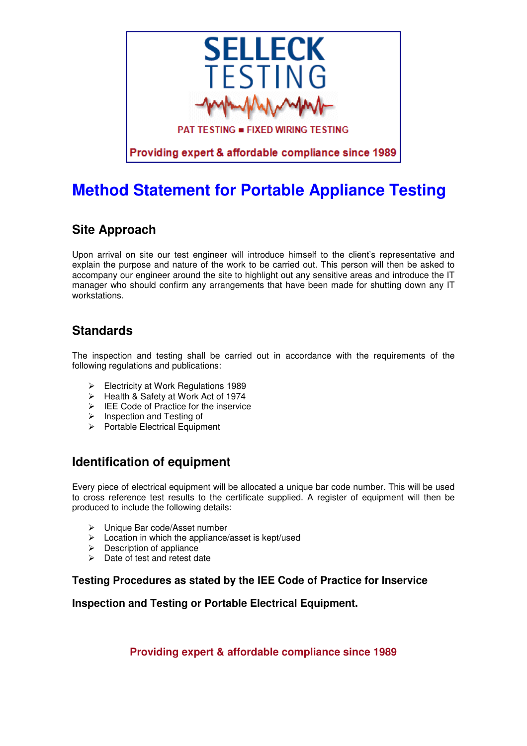**SELLECK TESTING**

PAT TESTING ■ FIXED WIRING TESTING

Providing expert & affordable compliance since 1989

# Method Statement for Portable Appliance Testing

## Site Approach

Upon arrival on site our test engineer will introduce himself to the client's representative and explain the purpose and nature of the work to be carried out. This person will then be asked to accompany our engineer around the site to highlight out any sensitive areas and introduce the IT manager who should confirm any arrangements that have been made for shutting down any IT workstations.

## Standards

The inspection and testing shall be carried out in accordance with the requirements of the following regulations and publications:

- Electricity at Work Regulations 1989
- Health & Safety at Work Act of 1974
- IEE Code of Practice for the inservice
- Inspection and Testing of
- Portable Electrical Equipment

## Identification of equipment

Every piece of electrical equipment will be allocated a unique bar code number. This will be used to cross reference test results to the certificate supplied. A register of equipment will then be produced to include the following details:

- Unique Bar code/Asset number
- Location in which the appliance/asset is kept/used
- Description of appliance
- Date of test and retest date

**Testing Procedures as stated by the IEE Code of Practice for Inservice**

**Inspection and Testing or Portable Electrical Equipment.**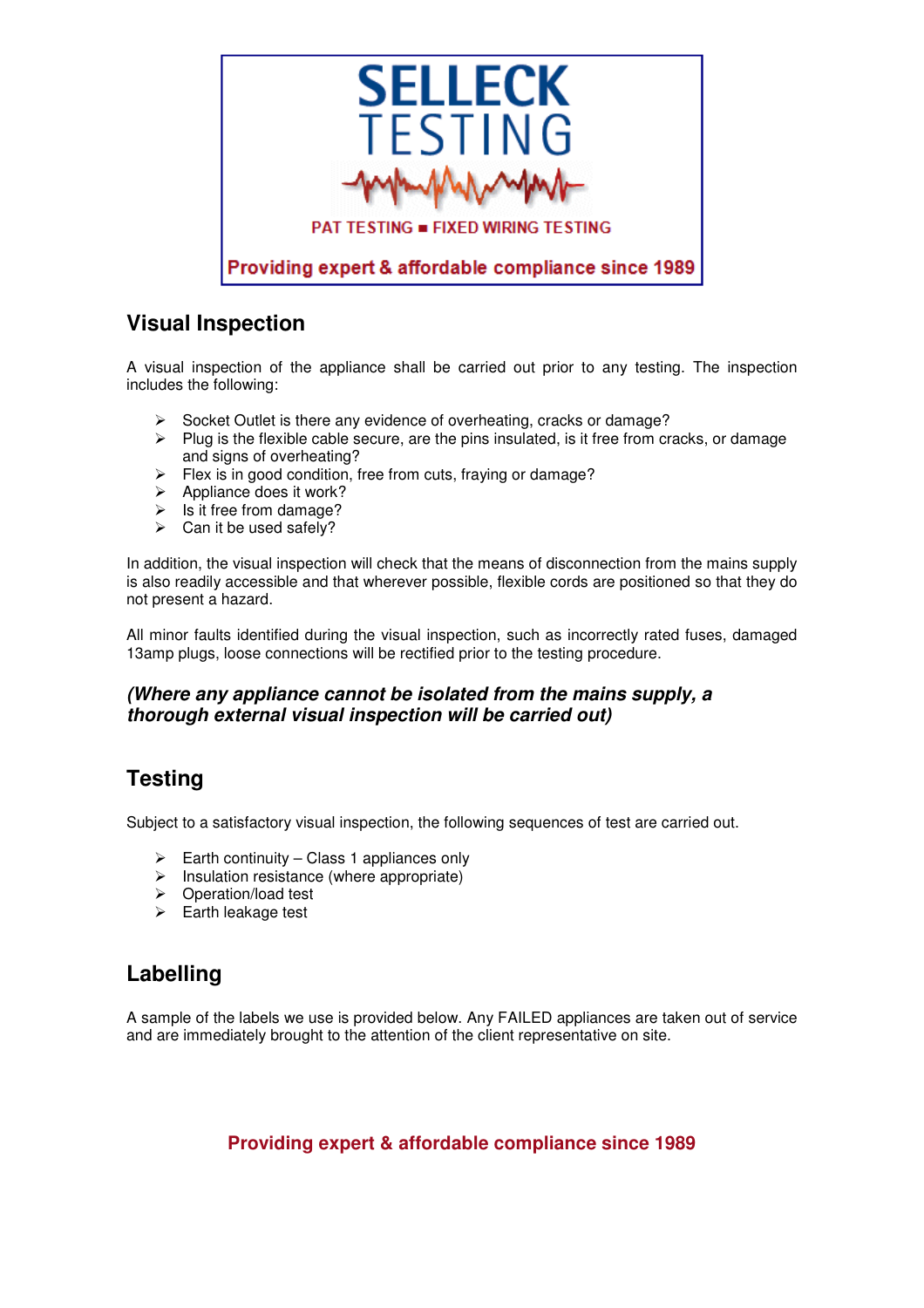SELLECK TESTING

PAT TESTING ■ FIXED WIRING TESTING

Providing expert & affordable compliance since 1989

## Visual Inspection

A visual inspection of the appliance shall be carried out prior to any testing. The inspection includes the following:

- Socket Outlet is there any evidence of overheating, cracks or damage?
- Plug is the flexible cable secure, are the pins insulated, is it free from cracks, or damage and signs of overheating?
- Flex is in good condition, free from cuts, fraying or damage?
- Appliance does it work?
- Is it free from damage?
- Can it be used safely?

In addition, the visual inspection will check that the means of disconnection from the mains supply is also readily accessible and that wherever possible, flexible cords are positioned so that they do not present a hazard.

All minor faults identified during the visual inspection, such as incorrectly rated fuses, damaged 13amp plugs, loose connections will be rectified prior to the testing procedure.

***(Where any appliance cannot be isolated from the mains supply, a thorough external visual inspection will be carried out)***

## Testing

Subject to a satisfactory visual inspection, the following sequences of test are carried out.

- Earth continuity – Class 1 appliances only
- Insulation resistance (where appropriate)
- Operation/load test
- Earth leakage test

## Labelling

A sample of the labels we use is provided below. Any FAILED appliances are taken out of service and are immediately brought to the attention of the client representative on site.

**Providing expert & affordable compliance since 1989**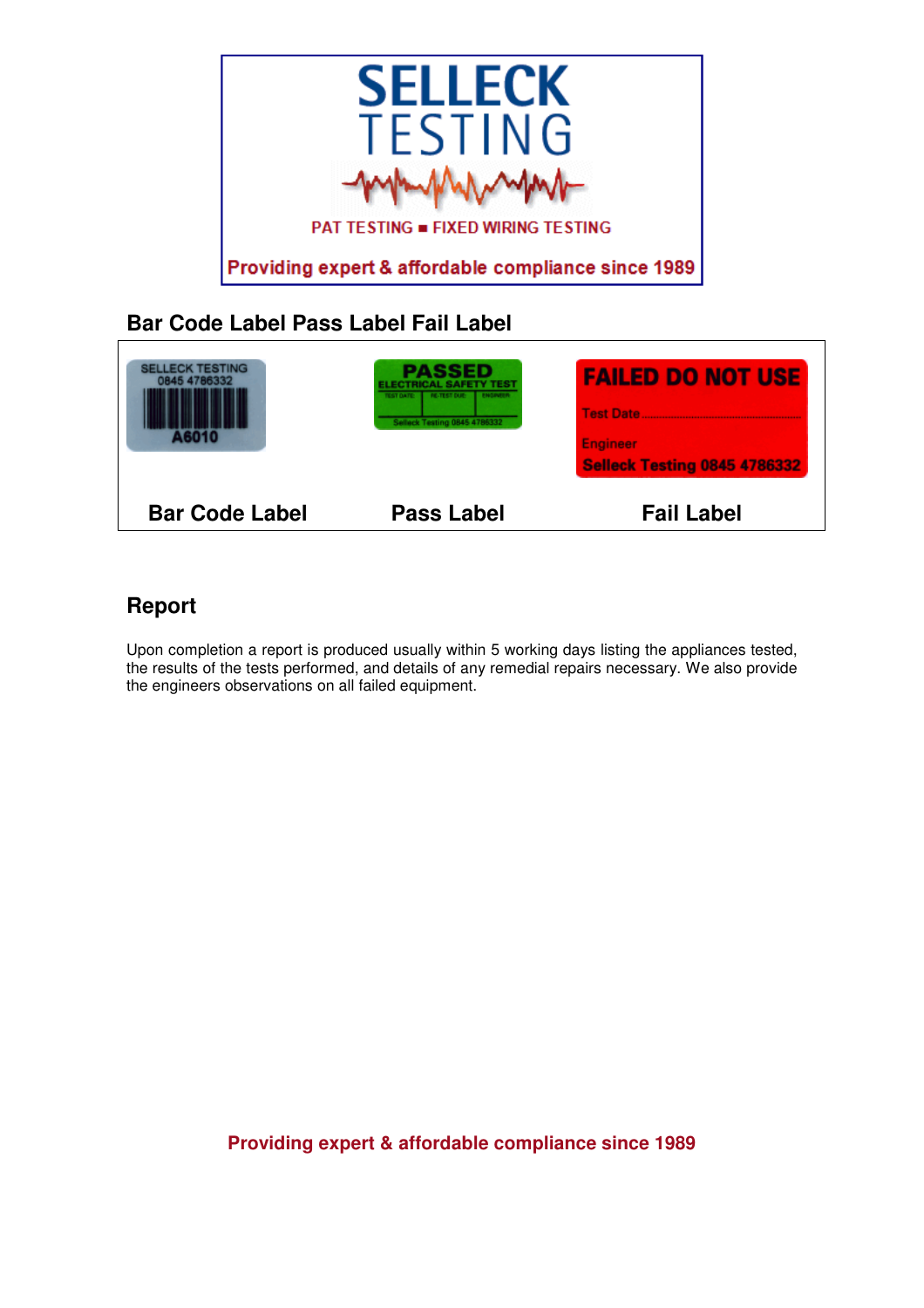SELLECK TESTING

PAT TESTING ■ FIXED WIRING TESTING

Providing expert & affordable compliance since 1989

### Bar Code Label Pass Label Fail Label

| | | |
|---|---|---|
| SELLECK TESTING 0845 4786332 A6010 | PASSED ELECTRICAL SAFETY TEST TEST DATE RE-TEST DUE ENGINEER Selleck Testing 0845 4786332 | FAILED DO NOT USE Test Date ........ Engineer Selleck Testing 0845 4786332 |
| **Bar Code Label** | **Pass Label** | **Fail Label** |

## Report

Upon completion a report is produced usually within 5 working days listing the appliances tested, the results of the tests performed, and details of any remedial repairs necessary. We also provide the engineers observations on all failed equipment.

**Providing expert & affordable compliance since 1989**